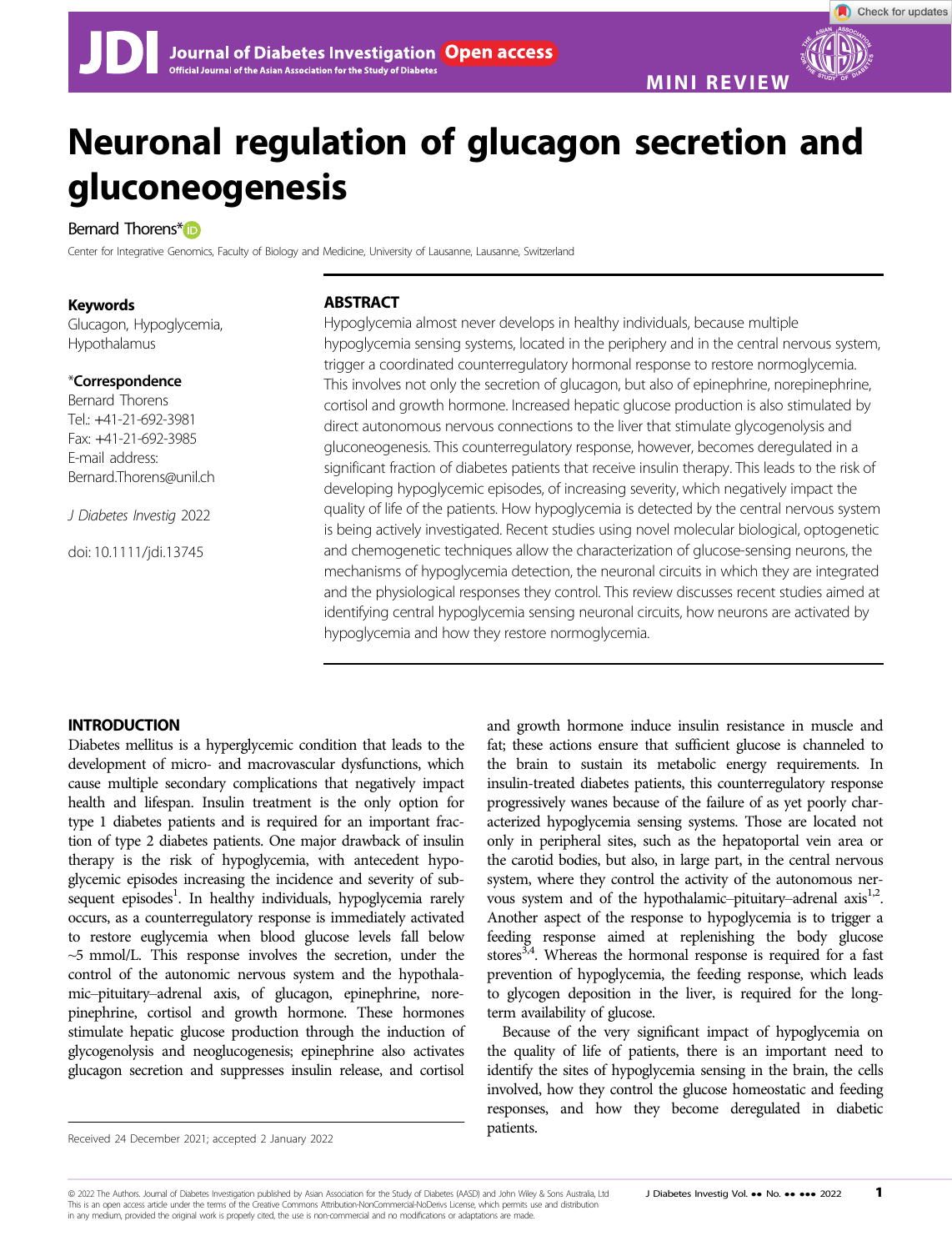MINI REVIEW

# Neuronal regulation of glucagon secretion and gluconeogenesis

Bernard Thorens*

Center for Integrative Genomics, Faculty of Biology and Medicine, University of Lausanne, Lausanne, Switzerland

**Keywords**
Glucagon, Hypoglycemia, Hypothalamus

***Correspondence**
Bernard Thorens
Tel.: +41-21-692-3981
Fax: +41-21-692-3985
E-mail address: Bernard.Thorens@unil.ch

*J Diabetes Investig* 2022

doi: 10.1111/jdi.13745

## ABSTRACT

Hypoglycemia almost never develops in healthy individuals, because multiple hypoglycemia sensing systems, located in the periphery and in the central nervous system, trigger a coordinated counterregulatory hormonal response to restore normoglycemia. This involves not only the secretion of glucagon, but also of epinephrine, norepinephrine, cortisol and growth hormone. Increased hepatic glucose production is also stimulated by direct autonomous nervous connections to the liver that stimulate glycogenolysis and gluconeogenesis. This counterregulatory response, however, becomes deregulated in a significant fraction of diabetes patients that receive insulin therapy. This leads to the risk of developing hypoglycemic episodes, of increasing severity, which negatively impact the quality of life of the patients. How hypoglycemia is detected by the central nervous system is being actively investigated. Recent studies using novel molecular biological, optogenetic and chemogenetic techniques allow the characterization of glucose-sensing neurons, the mechanisms of hypoglycemia detection, the neuronal circuits in which they are integrated and the physiological responses they control. This review discusses recent studies aimed at identifying central hypoglycemia sensing neuronal circuits, how neurons are activated by hypoglycemia and how they restore normoglycemia.

## INTRODUCTION

Diabetes mellitus is a hyperglycemic condition that leads to the development of micro- and macrovascular dysfunctions, which cause multiple secondary complications that negatively impact health and lifespan. Insulin treatment is the only option for type 1 diabetes patients and is required for an important fraction of type 2 diabetes patients. One major drawback of insulin therapy is the risk of hypoglycemia, with antecedent hypoglycemic episodes increasing the incidence and severity of subsequent episodes[1]. In healthy individuals, hypoglycemia rarely occurs, as a counterregulatory response is immediately activated to restore euglycemia when blood glucose levels fall below ~5 mmol/L. This response involves the secretion, under the control of the autonomic nervous system and the hypothalamic–pituitary–adrenal axis, of glucagon, epinephrine, norepinephrine, cortisol and growth hormone. These hormones stimulate hepatic glucose production through the induction of glycogenolysis and neoglucogenesis; epinephrine also activates glucagon secretion and suppresses insulin release, and cortisol and growth hormone induce insulin resistance in muscle and fat; these actions ensure that sufficient glucose is channeled to the brain to sustain its metabolic energy requirements. In insulin-treated diabetes patients, this counterregulatory response progressively wanes because of the failure of as yet poorly characterized hypoglycemia sensing systems. Those are located not only in peripheral sites, such as the hepatoportal vein area or the carotid bodies, but also, in large part, in the central nervous system, where they control the activity of the autonomous nervous system and of the hypothalamic–pituitary–adrenal axis[1,2]. Another aspect of the response to hypoglycemia is to trigger a feeding response aimed at replenishing the body glucose stores[3,4]. Whereas the hormonal response is required for a fast prevention of hypoglycemia, the feeding response, which leads to glycogen deposition in the liver, is required for the long-term availability of glucose.

Because of the very significant impact of hypoglycemia on the quality of life of patients, there is an important need to identify the sites of hypoglycemia sensing in the brain, the cells involved, how they control the glucose homeostatic and feeding responses, and how they become deregulated in diabetic patients.

Received 24 December 2021; accepted 2 January 2022

© 2022 The Authors. Journal of Diabetes Investigation published by Asian Association for the Study of Diabetes (AASD) and John Wiley & Sons Australia, Ltd
This is an open access article under the terms of the Creative Commons Attribution-NonCommercial-NoDerivs License, which permits use and distribution in any medium, provided the original work is properly cited, the use is non-commercial and no modifications or adaptations are made.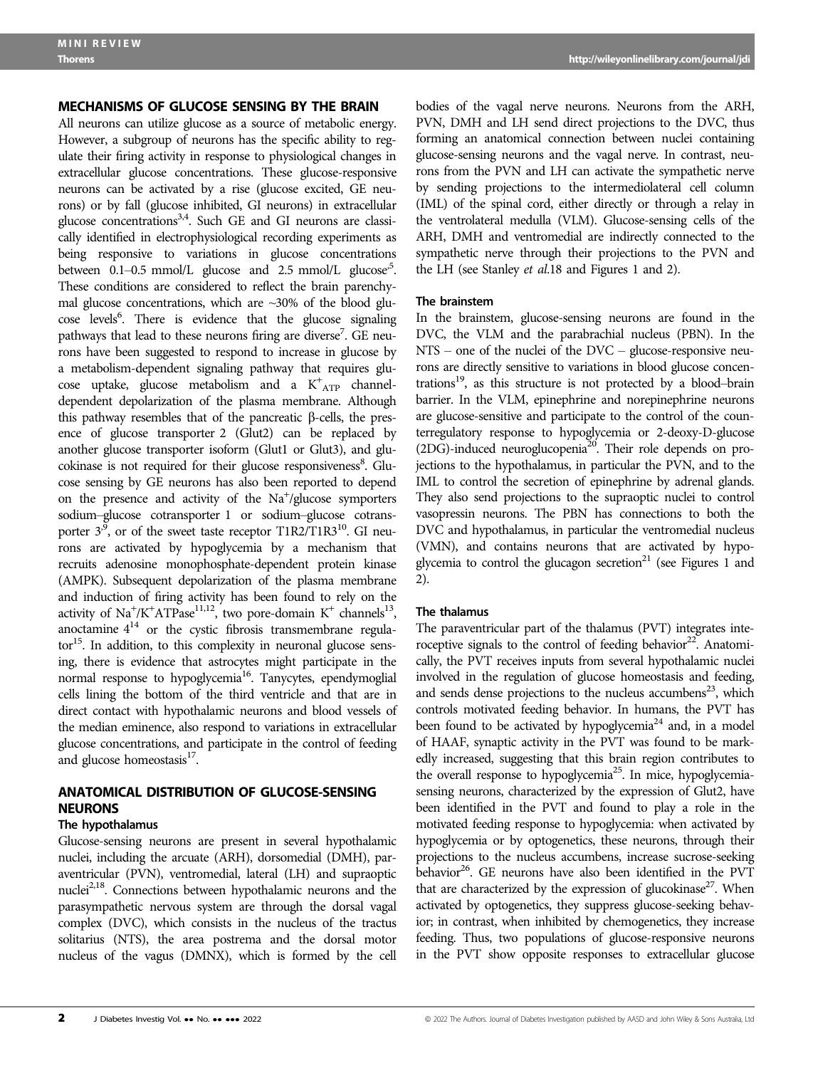## MECHANISMS OF GLUCOSE SENSING BY THE BRAIN

All neurons can utilize glucose as a source of metabolic energy. However, a subgroup of neurons has the specific ability to regulate their firing activity in response to physiological changes in extracellular glucose concentrations. These glucose-responsive neurons can be activated by a rise (glucose excited, GE neurons) or by fall (glucose inhibited, GI neurons) in extracellular glucose concentrations[3,4]. Such GE and GI neurons are classically identified in electrophysiological recording experiments as being responsive to variations in glucose concentrations between 0.1–0.5 mmol/L glucose and 2.5 mmol/L glucose[5]. These conditions are considered to reflect the brain parenchymal glucose concentrations, which are ~30% of the blood glucose levels[6]. There is evidence that the glucose signaling pathways that lead to these neurons firing are diverse[7]. GE neurons have been suggested to respond to increase in glucose by a metabolism-dependent signaling pathway that requires glucose uptake, glucose metabolism and a $K^+_{ATP}$ channel-dependent depolarization of the plasma membrane. Although this pathway resembles that of the pancreatic β-cells, the presence of glucose transporter 2 (Glut2) can be replaced by another glucose transporter isoform (Glut1 or Glut3), and glucokinase is not required for their glucose responsiveness[8]. Glucose sensing by GE neurons has also been reported to depend on the presence and activity of the $Na^+$/glucose symporters sodium–glucose cotransporter 1 or sodium–glucose cotransporter 3[9], or of the sweet taste receptor T1R2/T1R3[10]. GI neurons are activated by hypoglycemia by a mechanism that recruits adenosine monophosphate-dependent protein kinase (AMPK). Subsequent depolarization of the plasma membrane and induction of firing activity has been found to rely on the activity of $Na^+/K^+$ATPase[11,12], two pore-domain $K^+$ channels[13], anoctamine 4[14] or the cystic fibrosis transmembrane regulator[15]. In addition, to this complexity in neuronal glucose sensing, there is evidence that astrocytes might participate in the normal response to hypoglycemia[16]. Tanycytes, ependymoglial cells lining the bottom of the third ventricle and that are in direct contact with hypothalamic neurons and blood vessels of the median eminence, also respond to variations in extracellular glucose concentrations, and participate in the control of feeding and glucose homeostasis[17].

## ANATOMICAL DISTRIBUTION OF GLUCOSE-SENSING NEURONS

### The hypothalamus

Glucose-sensing neurons are present in several hypothalamic nuclei, including the arcuate (ARH), dorsomedial (DMH), paraventricular (PVN), ventromedial, lateral (LH) and supraoptic nuclei[2,18]. Connections between hypothalamic neurons and the parasympathetic nervous system are through the dorsal vagal complex (DVC), which consists in the nucleus of the tractus solitarius (NTS), the area postrema and the dorsal motor nucleus of the vagus (DMNX), which is formed by the cell bodies of the vagal nerve neurons. Neurons from the ARH, PVN, DMH and LH send direct projections to the DVC, thus forming an anatomical connection between nuclei containing glucose-sensing neurons and the vagal nerve. In contrast, neurons from the PVN and LH can activate the sympathetic nerve by sending projections to the intermediolateral cell column (IML) of the spinal cord, either directly or through a relay in the ventrolateral medulla (VLM). Glucose-sensing cells of the ARH, DMH and ventromedial are indirectly connected to the sympathetic nerve through their projections to the PVN and the LH (see Stanley *et al.*18 and Figures 1 and 2).

### The brainstem

In the brainstem, glucose-sensing neurons are found in the DVC, the VLM and the parabrachial nucleus (PBN). In the NTS – one of the nuclei of the DVC – glucose-responsive neurons are directly sensitive to variations in blood glucose concentrations[19], as this structure is not protected by a blood–brain barrier. In the VLM, epinephrine and norepinephrine neurons are glucose-sensitive and participate to the control of the counterregulatory response to hypoglycemia or 2-deoxy-D-glucose (2DG)-induced neuroglucopenia[20]. Their role depends on projections to the hypothalamus, in particular the PVN, and to the IML to control the secretion of epinephrine by adrenal glands. They also send projections to the supraoptic nuclei to control vasopressin neurons. The PBN has connections to both the DVC and hypothalamus, in particular the ventromedial nucleus (VMN), and contains neurons that are activated by hypoglycemia to control the glucagon secretion[21] (see Figures 1 and 2).

### The thalamus

The paraventricular part of the thalamus (PVT) integrates interoceptive signals to the control of feeding behavior[22]. Anatomically, the PVT receives inputs from several hypothalamic nuclei involved in the regulation of glucose homeostasis and feeding, and sends dense projections to the nucleus accumbens[23], which controls motivated feeding behavior. In humans, the PVT has been found to be activated by hypoglycemia[24] and, in a model of HAAF, synaptic activity in the PVT was found to be markedly increased, suggesting that this brain region contributes to the overall response to hypoglycemia[25]. In mice, hypoglycemia-sensing neurons, characterized by the expression of Glut2, have been identified in the PVT and found to play a role in the motivated feeding response to hypoglycemia: when activated by hypoglycemia or by optogenetics, these neurons, through their projections to the nucleus accumbens, increase sucrose-seeking behavior[26]. GE neurons have also been identified in the PVT that are characterized by the expression of glucokinase[27]. When activated by optogenetics, they suppress glucose-seeking behavior; in contrast, when inhibited by chemogenetics, they increase feeding. Thus, two populations of glucose-responsive neurons in the PVT show opposite responses to extracellular glucose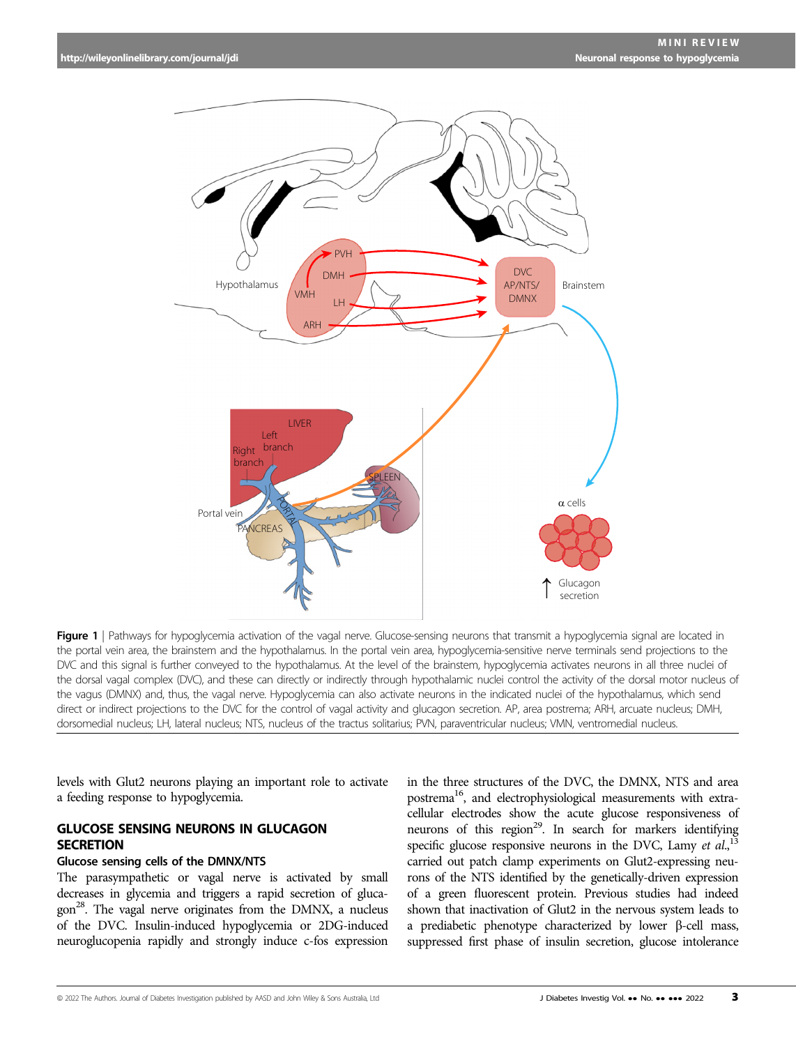**Figure 1** | Pathways for hypoglycemia activation of the vagal nerve. Glucose-sensing neurons that transmit a hypoglycemia signal are located in the portal vein area, the brainstem and the hypothalamus. In the portal vein area, hypoglycemia-sensitive nerve terminals send projections to the DVC and this signal is further conveyed to the hypothalamus. At the level of the brainstem, hypoglycemia activates neurons in all three nuclei of the dorsal vagal complex (DVC), and these can directly or indirectly through hypothalamic nuclei control the activity of the dorsal motor nucleus of the vagus (DMNX) and, thus, the vagal nerve. Hypoglycemia can also activate neurons in the indicated nuclei of the hypothalamus, which send direct or indirect projections to the DVC for the control of vagal activity and glucagon secretion. AP, area postrema; ARH, arcuate nucleus; DMH, dorsomedial nucleus; LH, lateral nucleus; NTS, nucleus of the tractus solitarius; PVN, paraventricular nucleus; VMN, ventromedial nucleus.

levels with Glut2 neurons playing an important role to activate a feeding response to hypoglycemia.

## GLUCOSE SENSING NEURONS IN GLUCAGON SECRETION

### Glucose sensing cells of the DMNX/NTS

The parasympathetic or vagal nerve is activated by small decreases in glycemia and triggers a rapid secretion of glucagon[28]. The vagal nerve originates from the DMNX, a nucleus of the DVC. Insulin-induced hypoglycemia or 2DG-induced neuroglucopenia rapidly and strongly induce c-fos expression in the three structures of the DVC, the DMNX, NTS and area postrema[16], and electrophysiological measurements with extracellular electrodes show the acute glucose responsiveness of neurons of this region[29]. In search for markers identifying specific glucose responsive neurons in the DVC, Lamy *et al.*,[13] carried out patch clamp experiments on Glut2-expressing neurons of the NTS identified by the genetically-driven expression of a green fluorescent protein. Previous studies had indeed shown that inactivation of Glut2 in the nervous system leads to a prediabetic phenotype characterized by lower β-cell mass, suppressed first phase of insulin secretion, glucose intolerance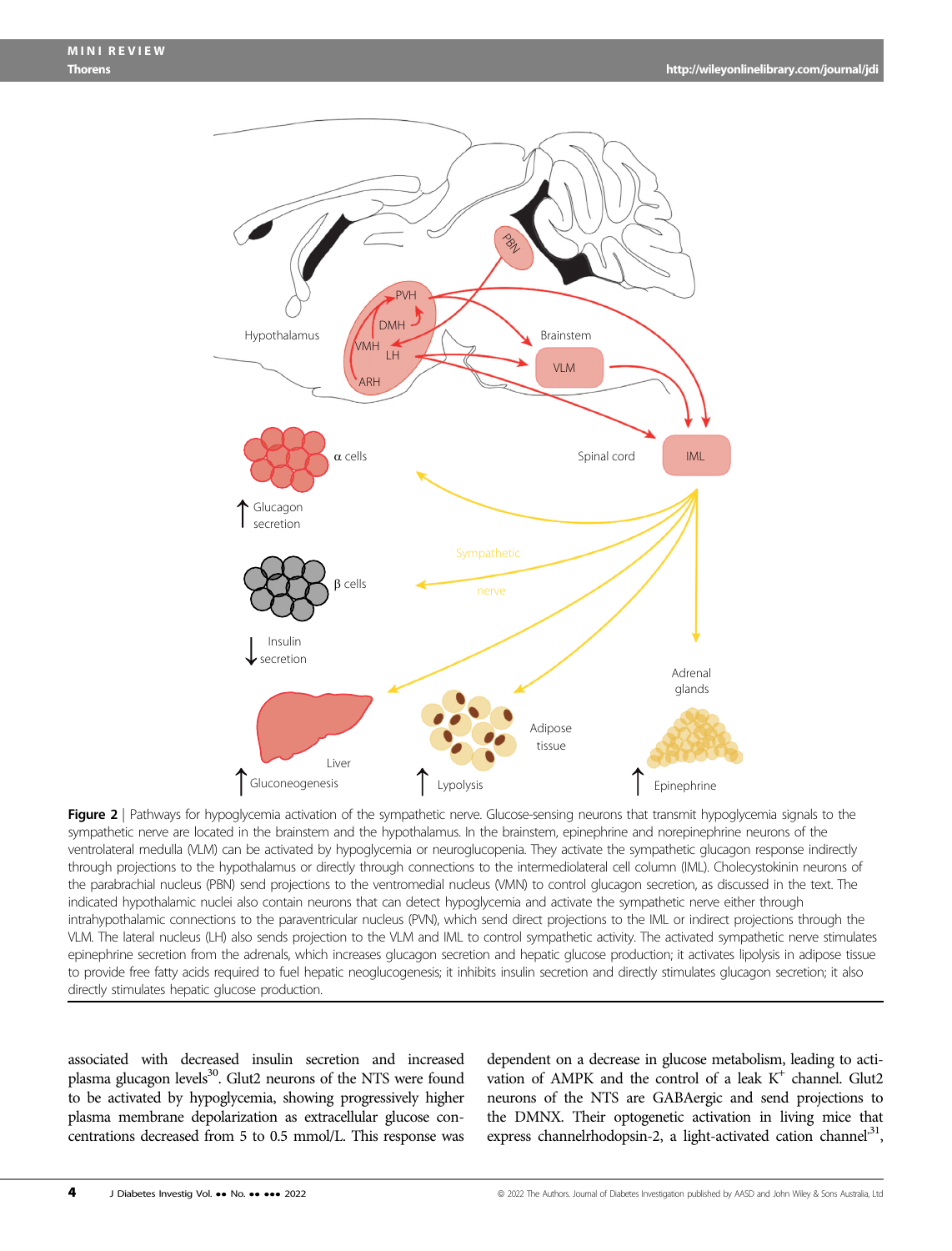**Figure 2** | Pathways for hypoglycemia activation of the sympathetic nerve. Glucose-sensing neurons that transmit hypoglycemia signals to the sympathetic nerve are located in the brainstem and the hypothalamus. In the brainstem, epinephrine and norepinephrine neurons of the ventrolateral medulla (VLM) can be activated by hypoglycemia or neuroglucopenia. They activate the sympathetic glucagon response indirectly through projections to the hypothalamus or directly through connections to the intermediolateral cell column (IML). Cholecystokinin neurons of the parabrachial nucleus (PBN) send projections to the ventromedial nucleus (VMN) to control glucagon secretion, as discussed in the text. The indicated hypothalamic nuclei also contain neurons that can detect hypoglycemia and activate the sympathetic nerve either through intrahypothalamic connections to the paraventricular nucleus (PVN), which send direct projections to the IML or indirect projections through the VLM. The lateral nucleus (LH) also sends projection to the VLM and IML to control sympathetic activity. The activated sympathetic nerve stimulates epinephrine secretion from the adrenals, which increases glucagon secretion and hepatic glucose production; it activates lipolysis in adipose tissue to provide free fatty acids required to fuel hepatic neoglucogenesis; it inhibits insulin secretion and directly stimulates glucagon secretion; it also directly stimulates hepatic glucose production.

associated with decreased insulin secretion and increased plasma glucagon levels[30]. Glut2 neurons of the NTS were found to be activated by hypoglycemia, showing progressively higher plasma membrane depolarization as extracellular glucose concentrations decreased from 5 to 0.5 mmol/L. This response was dependent on a decrease in glucose metabolism, leading to activation of AMPK and the control of a leak $K^+$ channel. Glut2 neurons of the NTS are GABAergic and send projections to the DMNX. Their optogenetic activation in living mice that express channelrhodopsin-2, a light-activated cation channel[31],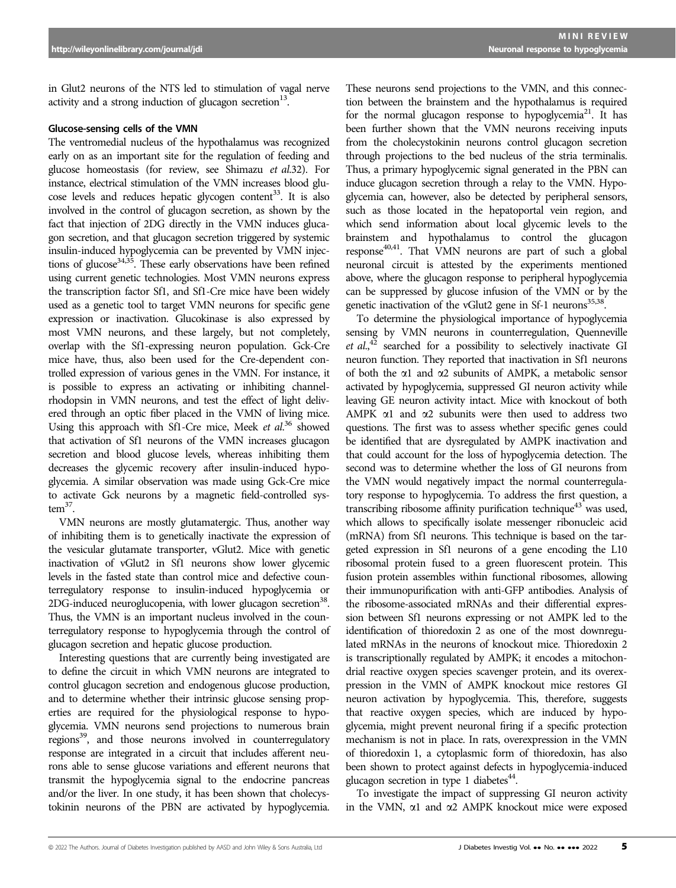in Glut2 neurons of the NTS led to stimulation of vagal nerve activity and a strong induction of glucagon secretion[13].

### Glucose-sensing cells of the VMN

The ventromedial nucleus of the hypothalamus was recognized early on as an important site for the regulation of feeding and glucose homeostasis (for review, see Shimazu *et al.*32). For instance, electrical stimulation of the VMN increases blood glucose levels and reduces hepatic glycogen content[33]. It is also involved in the control of glucagon secretion, as shown by the fact that injection of 2DG directly in the VMN induces glucagon secretion, and that glucagon secretion triggered by systemic insulin-induced hypoglycemia can be prevented by VMN injections of glucose[34,35]. These early observations have been refined using current genetic technologies. Most VMN neurons express the transcription factor Sf1, and Sf1-Cre mice have been widely used as a genetic tool to target VMN neurons for specific gene expression or inactivation. Glucokinase is also expressed by most VMN neurons, and these largely, but not completely, overlap with the Sf1-expressing neuron population. Gck-Cre mice have, thus, also been used for the Cre-dependent controlled expression of various genes in the VMN. For instance, it is possible to express an activating or inhibiting channelrhodopsin in VMN neurons, and test the effect of light delivered through an optic fiber placed in the VMN of living mice. Using this approach with Sf1-Cre mice, Meek *et al.*[36] showed that activation of Sf1 neurons of the VMN increases glucagon secretion and blood glucose levels, whereas inhibiting them decreases the glycemic recovery after insulin-induced hypoglycemia. A similar observation was made using Gck-Cre mice to activate Gck neurons by a magnetic field-controlled system[37].

VMN neurons are mostly glutamatergic. Thus, another way of inhibiting them is to genetically inactivate the expression of the vesicular glutamate transporter, vGlut2. Mice with genetic inactivation of vGlut2 in Sf1 neurons show lower glycemic levels in the fasted state than control mice and defective counterregulatory response to insulin-induced hypoglycemia or 2DG-induced neuroglucopenia, with lower glucagon secretion[38]. Thus, the VMN is an important nucleus involved in the counterregulatory response to hypoglycemia through the control of glucagon secretion and hepatic glucose production.

Interesting questions that are currently being investigated are to define the circuit in which VMN neurons are integrated to control glucagon secretion and endogenous glucose production, and to determine whether their intrinsic glucose sensing properties are required for the physiological response to hypoglycemia. VMN neurons send projections to numerous brain regions[39], and those neurons involved in counterregulatory response are integrated in a circuit that includes afferent neurons able to sense glucose variations and efferent neurons that transmit the hypoglycemia signal to the endocrine pancreas and/or the liver. In one study, it has been shown that cholecystokinin neurons of the PBN are activated by hypoglycemia. These neurons send projections to the VMN, and this connection between the brainstem and the hypothalamus is required for the normal glucagon response to hypoglycemia[21]. It has been further shown that the VMN neurons receiving inputs from the cholecystokinin neurons control glucagon secretion through projections to the bed nucleus of the stria terminalis. Thus, a primary hypoglycemic signal generated in the PBN can induce glucagon secretion through a relay to the VMN. Hypoglycemia can, however, also be detected by peripheral sensors, such as those located in the hepatoportal vein region, and which send information about local glycemic levels to the brainstem and hypothalamus to control the glucagon response[40,41]. That VMN neurons are part of such a global neuronal circuit is attested by the experiments mentioned above, where the glucagon response to peripheral hypoglycemia can be suppressed by glucose infusion of the VMN or by the genetic inactivation of the vGlut2 gene in Sf-1 neurons[35,38].

To determine the physiological importance of hypoglycemia sensing by VMN neurons in counterregulation, Quenneville *et al.*,[42] searched for a possibility to selectively inactivate GI neuron function. They reported that inactivation in Sf1 neurons of both the α1 and α2 subunits of AMPK, a metabolic sensor activated by hypoglycemia, suppressed GI neuron activity while leaving GE neuron activity intact. Mice with knockout of both AMPK α1 and α2 subunits were then used to address two questions. The first was to assess whether specific genes could be identified that are dysregulated by AMPK inactivation and that could account for the loss of hypoglycemia detection. The second was to determine whether the loss of GI neurons from the VMN would negatively impact the normal counterregulatory response to hypoglycemia. To address the first question, a transcribing ribosome affinity purification technique[43] was used, which allows to specifically isolate messenger ribonucleic acid (mRNA) from Sf1 neurons. This technique is based on the targeted expression in Sf1 neurons of a gene encoding the L10 ribosomal protein fused to a green fluorescent protein. This fusion protein assembles within functional ribosomes, allowing their immunopurification with anti-GFP antibodies. Analysis of the ribosome-associated mRNAs and their differential expression between Sf1 neurons expressing or not AMPK led to the identification of thioredoxin 2 as one of the most downregulated mRNAs in the neurons of knockout mice. Thioredoxin 2 is transcriptionally regulated by AMPK; it encodes a mitochondrial reactive oxygen species scavenger protein, and its overexpression in the VMN of AMPK knockout mice restores GI neuron activation by hypoglycemia. This, therefore, suggests that reactive oxygen species, which are induced by hypoglycemia, might prevent neuronal firing if a specific protection mechanism is not in place. In rats, overexpression in the VMN of thioredoxin 1, a cytoplasmic form of thioredoxin, has also been shown to protect against defects in hypoglycemia-induced glucagon secretion in type 1 diabetes[44].

To investigate the impact of suppressing GI neuron activity in the VMN, α1 and α2 AMPK knockout mice were exposed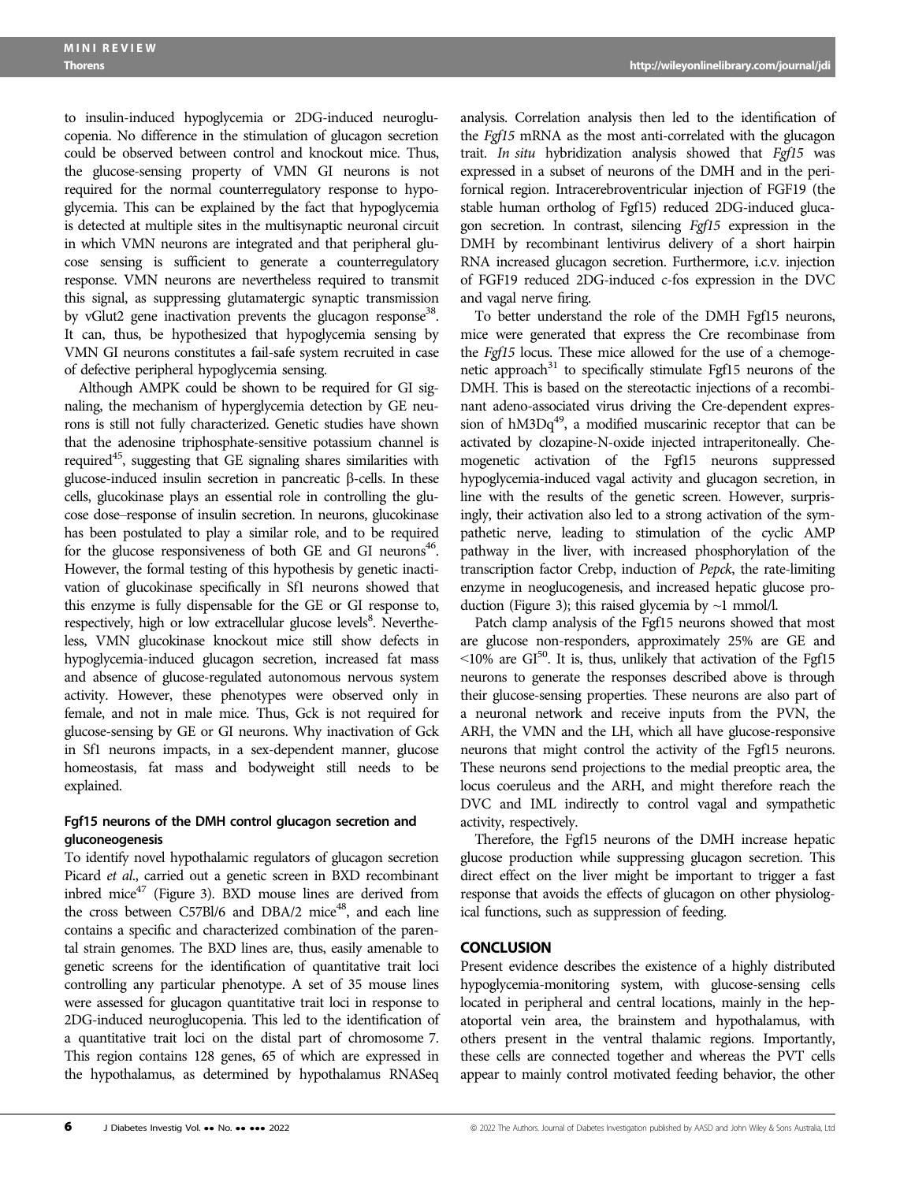to insulin-induced hypoglycemia or 2DG-induced neuroglucopenia. No difference in the stimulation of glucagon secretion could be observed between control and knockout mice. Thus, the glucose-sensing property of VMN GI neurons is not required for the normal counterregulatory response to hypoglycemia. This can be explained by the fact that hypoglycemia is detected at multiple sites in the multisynaptic neuronal circuit in which VMN neurons are integrated and that peripheral glucose sensing is sufficient to generate a counterregulatory response. VMN neurons are nevertheless required to transmit this signal, as suppressing glutamatergic synaptic transmission by vGlut2 gene inactivation prevents the glucagon response[38]. It can, thus, be hypothesized that hypoglycemia sensing by VMN GI neurons constitutes a fail-safe system recruited in case of defective peripheral hypoglycemia sensing.

Although AMPK could be shown to be required for GI signaling, the mechanism of hyperglycemia detection by GE neurons is still not fully characterized. Genetic studies have shown that the adenosine triphosphate-sensitive potassium channel is required[45], suggesting that GE signaling shares similarities with glucose-induced insulin secretion in pancreatic β-cells. In these cells, glucokinase plays an essential role in controlling the glucose dose–response of insulin secretion. In neurons, glucokinase has been postulated to play a similar role, and to be required for the glucose responsiveness of both GE and GI neurons[46]. However, the formal testing of this hypothesis by genetic inactivation of glucokinase specifically in Sf1 neurons showed that this enzyme is fully dispensable for the GE or GI response to, respectively, high or low extracellular glucose levels[8]. Nevertheless, VMN glucokinase knockout mice still show defects in hypoglycemia-induced glucagon secretion, increased fat mass and absence of glucose-regulated autonomous nervous system activity. However, these phenotypes were observed only in female, and not in male mice. Thus, Gck is not required for glucose-sensing by GE or GI neurons. Why inactivation of Gck in Sf1 neurons impacts, in a sex-dependent manner, glucose homeostasis, fat mass and bodyweight still needs to be explained.

### Fgf15 neurons of the DMH control glucagon secretion and gluconeogenesis

To identify novel hypothalamic regulators of glucagon secretion Picard *et al*., carried out a genetic screen in BXD recombinant inbred mice[47] (Figure 3). BXD mouse lines are derived from the cross between C57Bl/6 and DBA/2 mice[48], and each line contains a specific and characterized combination of the parental strain genomes. The BXD lines are, thus, easily amenable to genetic screens for the identification of quantitative trait loci controlling any particular phenotype. A set of 35 mouse lines were assessed for glucagon quantitative trait loci in response to 2DG-induced neuroglucopenia. This led to the identification of a quantitative trait loci on the distal part of chromosome 7. This region contains 128 genes, 65 of which are expressed in the hypothalamus, as determined by hypothalamus RNASeq analysis. Correlation analysis then led to the identification of the *Fgf15* mRNA as the most anti-correlated with the glucagon trait. *In situ* hybridization analysis showed that *Fgf15* was expressed in a subset of neurons of the DMH and in the perifornical region. Intracerebroventricular injection of FGF19 (the stable human ortholog of Fgf15) reduced 2DG-induced glucagon secretion. In contrast, silencing *Fgf15* expression in the DMH by recombinant lentivirus delivery of a short hairpin RNA increased glucagon secretion. Furthermore, i.c.v. injection of FGF19 reduced 2DG-induced c-fos expression in the DVC and vagal nerve firing.

To better understand the role of the DMH Fgf15 neurons, mice were generated that express the Cre recombinase from the *Fgf15* locus. These mice allowed for the use of a chemogenetic approach[31] to specifically stimulate Fgf15 neurons of the DMH. This is based on the stereotactic injections of a recombinant adeno-associated virus driving the Cre-dependent expression of hM3Dq[49], a modified muscarinic receptor that can be activated by clozapine-N-oxide injected intraperitoneally. Chemogenetic activation of the Fgf15 neurons suppressed hypoglycemia-induced vagal activity and glucagon secretion, in line with the results of the genetic screen. However, surprisingly, their activation also led to a strong activation of the sympathetic nerve, leading to stimulation of the cyclic AMP pathway in the liver, with increased phosphorylation of the transcription factor Crebp, induction of *Pepck*, the rate-limiting enzyme in neoglucogenesis, and increased hepatic glucose production (Figure 3); this raised glycemia by ~1 mmol/l.

Patch clamp analysis of the Fgf15 neurons showed that most are glucose non-responders, approximately 25% are GE and <10% are GI[50]. It is, thus, unlikely that activation of the Fgf15 neurons to generate the responses described above is through their glucose-sensing properties. These neurons are also part of a neuronal network and receive inputs from the PVN, the ARH, the VMN and the LH, which all have glucose-responsive neurons that might control the activity of the Fgf15 neurons. These neurons send projections to the medial preoptic area, the locus coeruleus and the ARH, and might therefore reach the DVC and IML indirectly to control vagal and sympathetic activity, respectively.

Therefore, the Fgf15 neurons of the DMH increase hepatic glucose production while suppressing glucagon secretion. This direct effect on the liver might be important to trigger a fast response that avoids the effects of glucagon on other physiological functions, such as suppression of feeding.

## CONCLUSION

Present evidence describes the existence of a highly distributed hypoglycemia-monitoring system, with glucose-sensing cells located in peripheral and central locations, mainly in the hepatoportal vein area, the brainstem and hypothalamus, with others present in the ventral thalamic regions. Importantly, these cells are connected together and whereas the PVT cells appear to mainly control motivated feeding behavior, the other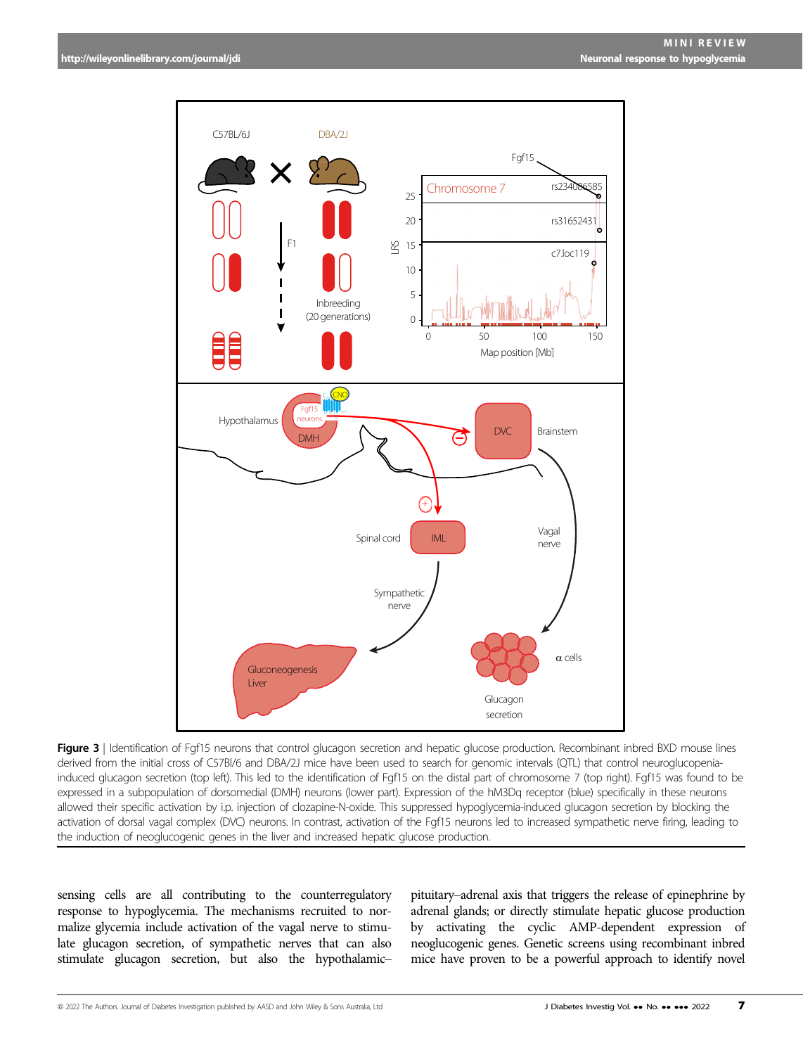**Figure 3** | Identification of Fgf15 neurons that control glucagon secretion and hepatic glucose production. Recombinant inbred BXD mouse lines derived from the initial cross of C57Bl/6 and DBA/2J mice have been used to search for genomic intervals (QTL) that control neuroglucopenia-induced glucagon secretion (top left). This led to the identification of Fgf15 on the distal part of chromosome 7 (top right). Fgf15 was found to be expressed in a subpopulation of dorsomedial (DMH) neurons (lower part). Expression of the hM3Dq receptor (blue) specifically in these neurons allowed their specific activation by i.p. injection of clozapine-N-oxide. This suppressed hypoglycemia-induced glucagon secretion by blocking the activation of dorsal vagal complex (DVC) neurons. In contrast, activation of the Fgf15 neurons led to increased sympathetic nerve firing, leading to the induction of neoglucogenic genes in the liver and increased hepatic glucose production.

sensing cells are all contributing to the counterregulatory response to hypoglycemia. The mechanisms recruited to normalize glycemia include activation of the vagal nerve to stimulate glucagon secretion, of sympathetic nerves that can also stimulate glucagon secretion, but also the hypothalamic–pituitary–adrenal axis that triggers the release of epinephrine by adrenal glands; or directly stimulate hepatic glucose production by activating the cyclic AMP-dependent expression of neoglucogenic genes. Genetic screens using recombinant inbred mice have proven to be a powerful approach to identify novel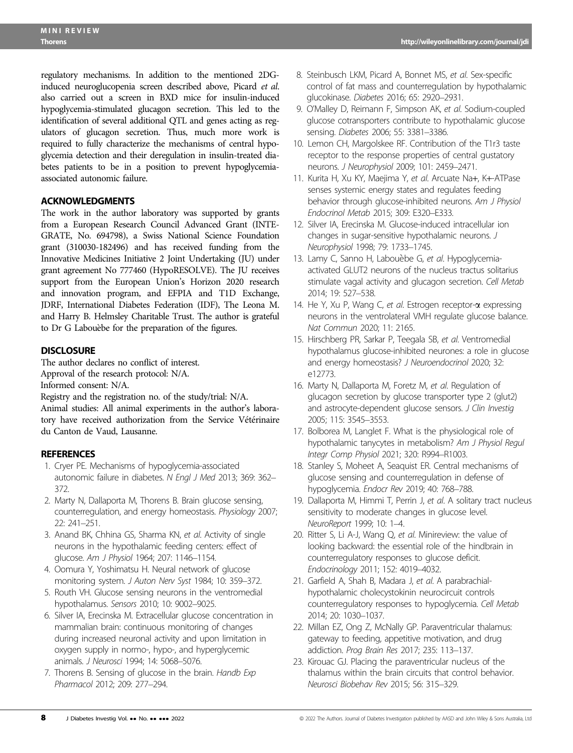regulatory mechanisms. In addition to the mentioned 2DG-induced neuroglucopenia screen described above, Picard *et al*. also carried out a screen in BXD mice for insulin-induced hypoglycemia-stimulated glucagon secretion. This led to the identification of several additional QTL and genes acting as regulators of glucagon secretion. Thus, much more work is required to fully characterize the mechanisms of central hypoglycemia detection and their deregulation in insulin-treated diabetes patients to be in a position to prevent hypoglycemia-associated autonomic failure.

## ACKNOWLEDGMENTS

The work in the author laboratory was supported by grants from a European Research Council Advanced Grant (INTEGRATE, No. 694798), a Swiss National Science Foundation grant (310030-182496) and has received funding from the Innovative Medicines Initiative 2 Joint Undertaking (JU) under grant agreement No 777460 (HypoRESOLVE). The JU receives support from the European Union's Horizon 2020 research and innovation program, and EFPIA and T1D Exchange, JDRF, International Diabetes Federation (IDF), The Leona M. and Harry B. Helmsley Charitable Trust. The author is grateful to Dr G Labouèbe for the preparation of the figures.

## DISCLOSURE

The author declares no conflict of interest.
Approval of the research protocol: N/A.
Informed consent: N/A.
Registry and the registration no. of the study/trial: N/A.
Animal studies: All animal experiments in the author's laboratory have received authorization from the Service Vétérinaire du Canton de Vaud, Lausanne.

## REFERENCES

1. Cryer PE. Mechanisms of hypoglycemia-associated autonomic failure in diabetes. *N Engl J Med* 2013; 369: 362–372.
2. Marty N, Dallaporta M, Thorens B. Brain glucose sensing, counterregulation, and energy homeostasis. *Physiology* 2007; 22: 241–251.
3. Anand BK, Chhina GS, Sharma KN, *et al*. Activity of single neurons in the hypothalamic feeding centers: effect of glucose. *Am J Physiol* 1964; 207: 1146–1154.
4. Oomura Y, Yoshimatsu H. Neural network of glucose monitoring system. *J Auton Nerv Syst* 1984; 10: 359–372.
5. Routh VH. Glucose sensing neurons in the ventromedial hypothalamus. *Sensors* 2010; 10: 9002–9025.
6. Silver IA, Erecinska M. Extracellular glucose concentration in mammalian brain: continuous monitoring of changes during increased neuronal activity and upon limitation in oxygen supply in normo-, hypo-, and hyperglycemic animals. *J Neurosci* 1994; 14: 5068–5076.
7. Thorens B. Sensing of glucose in the brain. *Handb Exp Pharmacol* 2012; 209: 277–294.
8. Steinbusch LKM, Picard A, Bonnet MS, *et al*. Sex-specific control of fat mass and counterregulation by hypothalamic glucokinase. *Diabetes* 2016; 65: 2920–2931.
9. O'Malley D, Reimann F, Simpson AK, *et al*. Sodium-coupled glucose cotransporters contribute to hypothalamic glucose sensing. *Diabetes* 2006; 55: 3381–3386.
10. Lemon CH, Margolskee RF. Contribution of the T1r3 taste receptor to the response properties of central gustatory neurons. *J Neurophysiol* 2009; 101: 2459–2471.
11. Kurita H, Xu KY, Maejima Y, *et al*. Arcuate Na+, K+-ATPase senses systemic energy states and regulates feeding behavior through glucose-inhibited neurons. *Am J Physiol Endocrinol Metab* 2015; 309: E320–E333.
12. Silver IA, Erecinska M. Glucose-induced intracellular ion changes in sugar-sensitive hypothalamic neurons. *J Neurophysiol* 1998; 79: 1733–1745.
13. Lamy C, Sanno H, Labouèbe G, *et al*. Hypoglycemia-activated GLUT2 neurons of the nucleus tractus solitarius stimulate vagal activity and glucagon secretion. *Cell Metab* 2014; 19: 527–538.
14. He Y, Xu P, Wang C, *et al*. Estrogen receptor-α expressing neurons in the ventrolateral VMH regulate glucose balance. *Nat Commun* 2020; 11: 2165.
15. Hirschberg PR, Sarkar P, Teegala SB, *et al*. Ventromedial hypothalamus glucose-inhibited neurones: a role in glucose and energy homeostasis? *J Neuroendocrinol* 2020; 32: e12773.
16. Marty N, Dallaporta M, Foretz M, *et al*. Regulation of glucagon secretion by glucose transporter type 2 (glut2) and astrocyte-dependent glucose sensors. *J Clin Investig* 2005; 115: 3545–3553.
17. Bolborea M, Langlet F. What is the physiological role of hypothalamic tanycytes in metabolism? *Am J Physiol Regul Integr Comp Physiol* 2021; 320: R994–R1003.
18. Stanley S, Moheet A, Seaquist ER. Central mechanisms of glucose sensing and counterregulation in defense of hypoglycemia. *Endocr Rev* 2019; 40: 768–788.
19. Dallaporta M, Himmi T, Perrin J, *et al*. A solitary tract nucleus sensitivity to moderate changes in glucose level. *NeuroReport* 1999; 10: 1–4.
20. Ritter S, Li A-J, Wang Q, *et al*. Minireview: the value of looking backward: the essential role of the hindbrain in counterregulatory responses to glucose deficit. *Endocrinology* 2011; 152: 4019–4032.
21. Garfield A, Shah B, Madara J, *et al*. A parabrachial-hypothalamic cholecystokinin neurocircuit controls counterregulatory responses to hypoglycemia. *Cell Metab* 2014; 20: 1030–1037.
22. Millan EZ, Ong Z, McNally GP. Paraventricular thalamus: gateway to feeding, appetitive motivation, and drug addiction. *Prog Brain Res* 2017; 235: 113–137.
23. Kirouac GJ. Placing the paraventricular nucleus of the thalamus within the brain circuits that control behavior. *Neurosci Biobehav Rev* 2015; 56: 315–329.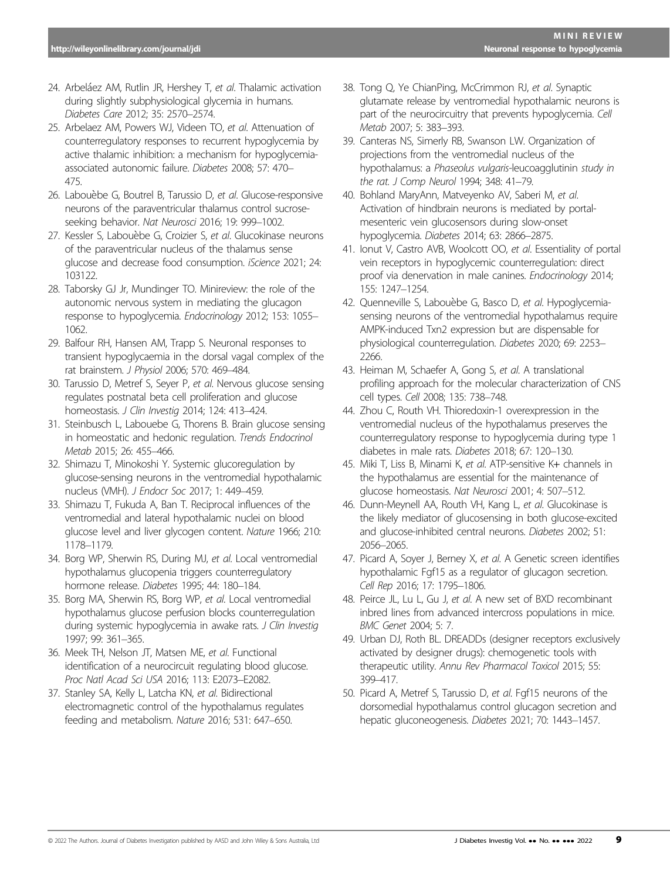24. Arbeláez AM, Rutlin JR, Hershey T, *et al*. Thalamic activation during slightly subphysiological glycemia in humans. *Diabetes Care* 2012; 35: 2570–2574.
25. Arbelaez AM, Powers WJ, Videen TO, *et al*. Attenuation of counterregulatory responses to recurrent hypoglycemia by active thalamic inhibition: a mechanism for hypoglycemia-associated autonomic failure. *Diabetes* 2008; 57: 470–475.
26. Labouèbe G, Boutrel B, Tarussio D, *et al*. Glucose-responsive neurons of the paraventricular thalamus control sucrose-seeking behavior. *Nat Neurosci* 2016; 19: 999–1002.
27. Kessler S, Labouèbe G, Croizier S, *et al*. Glucokinase neurons of the paraventricular nucleus of the thalamus sense glucose and decrease food consumption. *iScience* 2021; 24: 103122.
28. Taborsky GJ Jr, Mundinger TO. Minireview: the role of the autonomic nervous system in mediating the glucagon response to hypoglycemia. *Endocrinology* 2012; 153: 1055–1062.
29. Balfour RH, Hansen AM, Trapp S. Neuronal responses to transient hypoglycaemia in the dorsal vagal complex of the rat brainstem. *J Physiol* 2006; 570: 469–484.
30. Tarussio D, Metref S, Seyer P, *et al*. Nervous glucose sensing regulates postnatal beta cell proliferation and glucose homeostasis. *J Clin Investig* 2014; 124: 413–424.
31. Steinbusch L, Labouebe G, Thorens B. Brain glucose sensing in homeostatic and hedonic regulation. *Trends Endocrinol Metab* 2015; 26: 455–466.
32. Shimazu T, Minokoshi Y. Systemic glucoregulation by glucose-sensing neurons in the ventromedial hypothalamic nucleus (VMH). *J Endocr Soc* 2017; 1: 449–459.
33. Shimazu T, Fukuda A, Ban T. Reciprocal influences of the ventromedial and lateral hypothalamic nuclei on blood glucose level and liver glycogen content. *Nature* 1966; 210: 1178–1179.
34. Borg WP, Sherwin RS, During MJ, *et al*. Local ventromedial hypothalamus glucopenia triggers counterregulatory hormone release. *Diabetes* 1995; 44: 180–184.
35. Borg MA, Sherwin RS, Borg WP, *et al*. Local ventromedial hypothalamus glucose perfusion blocks counterregulation during systemic hypoglycemia in awake rats. *J Clin Investig* 1997; 99: 361–365.
36. Meek TH, Nelson JT, Matsen ME, *et al*. Functional identification of a neurocircuit regulating blood glucose. *Proc Natl Acad Sci USA* 2016; 113: E2073–E2082.
37. Stanley SA, Kelly L, Latcha KN, *et al*. Bidirectional electromagnetic control of the hypothalamus regulates feeding and metabolism. *Nature* 2016; 531: 647–650.
38. Tong Q, Ye ChianPing, McCrimmon RJ, *et al*. Synaptic glutamate release by ventromedial hypothalamic neurons is part of the neurocircuitry that prevents hypoglycemia. *Cell Metab* 2007; 5: 383–393.
39. Canteras NS, Simerly RB, Swanson LW. Organization of projections from the ventromedial nucleus of the hypothalamus: a *Phaseolus vulgaris*-leucoagglutinin *study in the rat. J Comp Neurol* 1994; 348: 41–79.
40. Bohland MaryAnn, Matveyenko AV, Saberi M, *et al*. Activation of hindbrain neurons is mediated by portal-mesenteric vein glucosensors during slow-onset hypoglycemia. *Diabetes* 2014; 63: 2866–2875.
41. Ionut V, Castro AVB, Woolcott OO, *et al*. Essentiality of portal vein receptors in hypoglycemic counterregulation: direct proof via denervation in male canines. *Endocrinology* 2014; 155: 1247–1254.
42. Quenneville S, Labouèbe G, Basco D, *et al*. Hypoglycemia-sensing neurons of the ventromedial hypothalamus require AMPK-induced Txn2 expression but are dispensable for physiological counterregulation. *Diabetes* 2020; 69: 2253–2266.
43. Heiman M, Schaefer A, Gong S, *et al*. A translational profiling approach for the molecular characterization of CNS cell types. *Cell* 2008; 135: 738–748.
44. Zhou C, Routh VH. Thioredoxin-1 overexpression in the ventromedial nucleus of the hypothalamus preserves the counterregulatory response to hypoglycemia during type 1 diabetes in male rats. *Diabetes* 2018; 67: 120–130.
45. Miki T, Liss B, Minami K, *et al*. ATP-sensitive K+ channels in the hypothalamus are essential for the maintenance of glucose homeostasis. *Nat Neurosci* 2001; 4: 507–512.
46. Dunn-Meynell AA, Routh VH, Kang L, *et al*. Glucokinase is the likely mediator of glucosensing in both glucose-excited and glucose-inhibited central neurons. *Diabetes* 2002; 51: 2056–2065.
47. Picard A, Soyer J, Berney X, *et al*. A Genetic screen identifies hypothalamic Fgf15 as a regulator of glucagon secretion. *Cell Rep* 2016; 17: 1795–1806.
48. Peirce JL, Lu L, Gu J, *et al*. A new set of BXD recombinant inbred lines from advanced intercross populations in mice. *BMC Genet* 2004; 5: 7.
49. Urban DJ, Roth BL. DREADDs (designer receptors exclusively activated by designer drugs): chemogenetic tools with therapeutic utility. *Annu Rev Pharmacol Toxicol* 2015; 55: 399–417.
50. Picard A, Metref S, Tarussio D, *et al*. Fgf15 neurons of the dorsomedial hypothalamus control glucagon secretion and hepatic gluconeogenesis. *Diabetes* 2021; 70: 1443–1457.